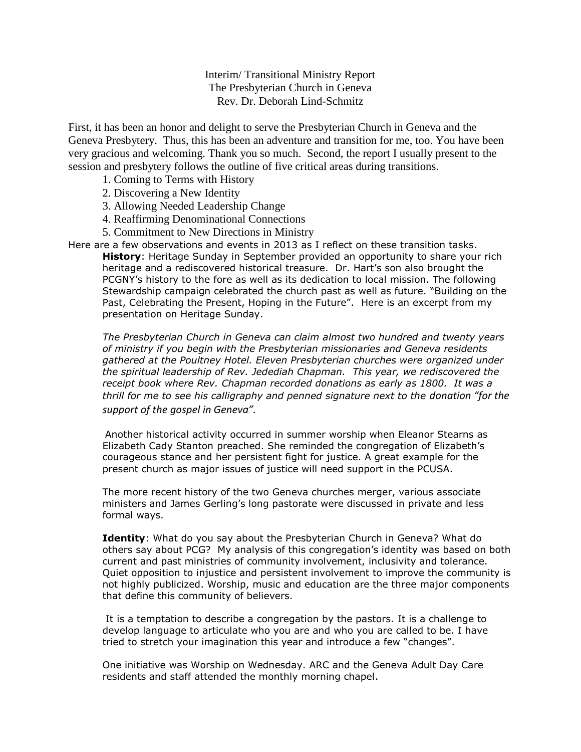Interim/ Transitional Ministry Report
The Presbyterian Church in Geneva
Rev. Dr. Deborah Lind-Schmitz

First, it has been an honor and delight to serve the Presbyterian Church in Geneva and the Geneva Presbytery. Thus, this has been an adventure and transition for me, too. You have been very gracious and welcoming. Thank you so much. Second, the report I usually present to the session and presbytery follows the outline of five critical areas during transitions.

1. Coming to Terms with History
2. Discovering a New Identity
3. Allowing Needed Leadership Change
4. Reaffirming Denominational Connections
5. Commitment to New Directions in Ministry

Here are a few observations and events in 2013 as I reflect on these transition tasks.

**History**: Heritage Sunday in September provided an opportunity to share your rich heritage and a rediscovered historical treasure. Dr. Hart's son also brought the PCGNY's history to the fore as well as its dedication to local mission. The following Stewardship campaign celebrated the church past as well as future. "Building on the Past, Celebrating the Present, Hoping in the Future". Here is an excerpt from my presentation on Heritage Sunday.

*The Presbyterian Church in Geneva can claim almost two hundred and twenty years of ministry if you begin with the Presbyterian missionaries and Geneva residents gathered at the Poultney Hotel. Eleven Presbyterian churches were organized under the spiritual leadership of Rev. Jedediah Chapman. This year, we rediscovered the receipt book where Rev. Chapman recorded donations as early as 1800. It was a thrill for me to see his calligraphy and penned signature next to the donation "for the support of the gospel in Geneva".*

Another historical activity occurred in summer worship when Eleanor Stearns as Elizabeth Cady Stanton preached. She reminded the congregation of Elizabeth's courageous stance and her persistent fight for justice. A great example for the present church as major issues of justice will need support in the PCUSA.

The more recent history of the two Geneva churches merger, various associate ministers and James Gerling's long pastorate were discussed in private and less formal ways.

**Identity**: What do you say about the Presbyterian Church in Geneva? What do others say about PCG? My analysis of this congregation's identity was based on both current and past ministries of community involvement, inclusivity and tolerance. Quiet opposition to injustice and persistent involvement to improve the community is not highly publicized. Worship, music and education are the three major components that define this community of believers.

It is a temptation to describe a congregation by the pastors. It is a challenge to develop language to articulate who you are and who you are called to be. I have tried to stretch your imagination this year and introduce a few "changes".

One initiative was Worship on Wednesday. ARC and the Geneva Adult Day Care residents and staff attended the monthly morning chapel.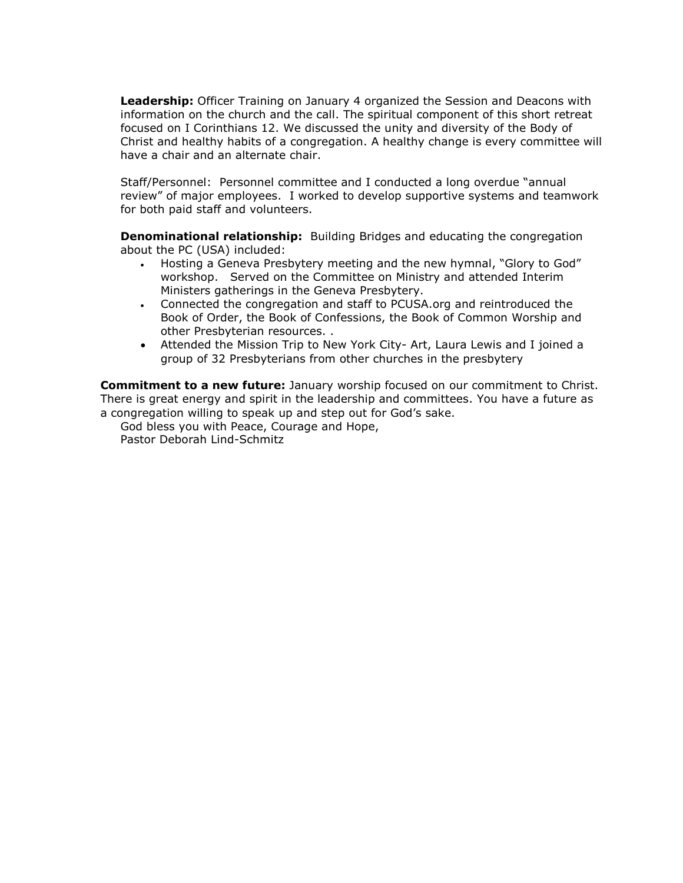**Leadership:** Officer Training on January 4 organized the Session and Deacons with information on the church and the call. The spiritual component of this short retreat focused on I Corinthians 12. We discussed the unity and diversity of the Body of Christ and healthy habits of a congregation. A healthy change is every committee will have a chair and an alternate chair.

Staff/Personnel: Personnel committee and I conducted a long overdue "annual review" of major employees. I worked to develop supportive systems and teamwork for both paid staff and volunteers.

**Denominational relationship:** Building Bridges and educating the congregation about the PC (USA) included:

- Hosting a Geneva Presbytery meeting and the new hymnal, "Glory to God" workshop. Served on the Committee on Ministry and attended Interim Ministers gatherings in the Geneva Presbytery.
- Connected the congregation and staff to PCUSA.org and reintroduced the Book of Order, the Book of Confessions, the Book of Common Worship and other Presbyterian resources. .
- Attended the Mission Trip to New York City- Art, Laura Lewis and I joined a group of 32 Presbyterians from other churches in the presbytery

**Commitment to a new future:** January worship focused on our commitment to Christ. There is great energy and spirit in the leadership and committees. You have a future as a congregation willing to speak up and step out for God's sake.

God bless you with Peace, Courage and Hope,
Pastor Deborah Lind-Schmitz